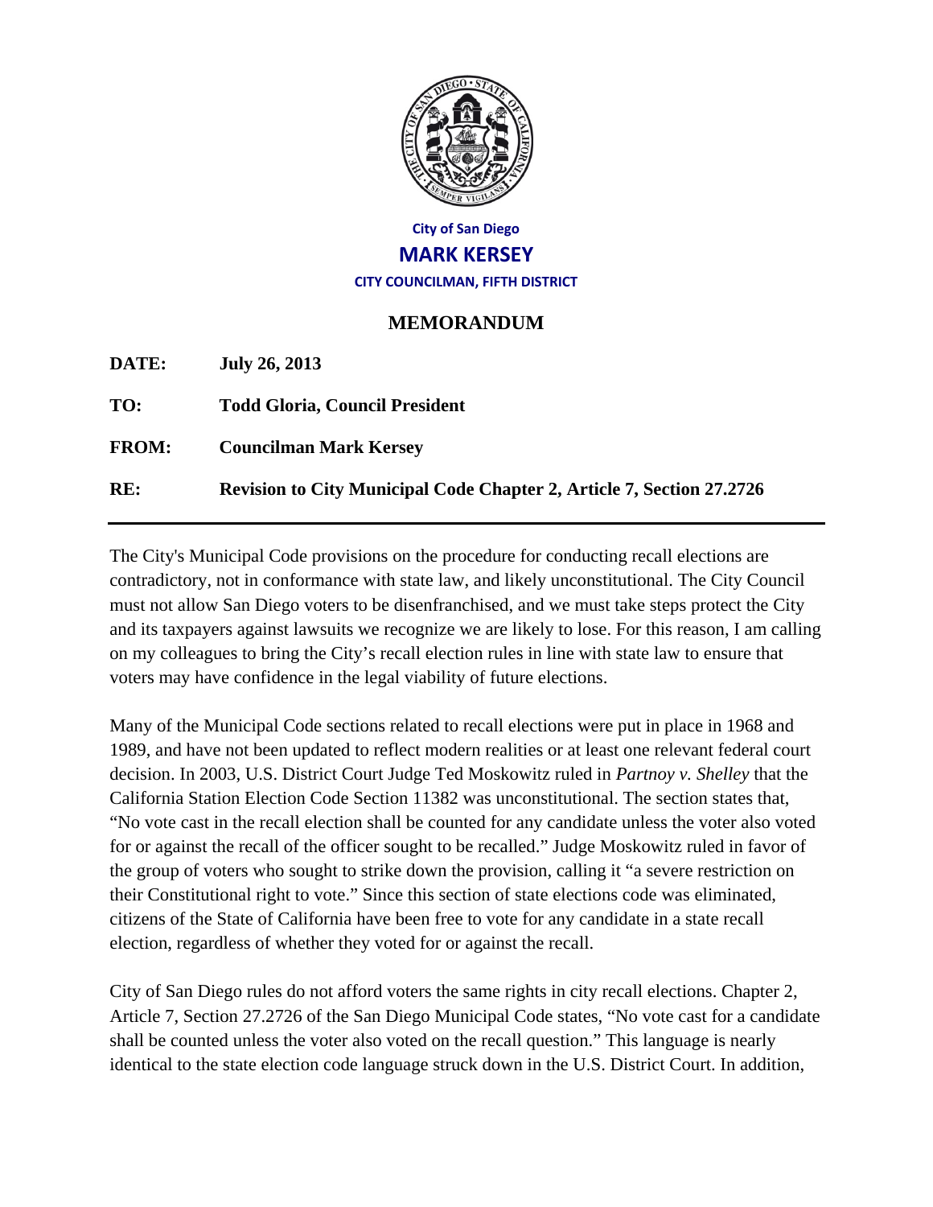City of San Diego

**MARK KERSEY**

CITY COUNCILMAN, FIFTH DISTRICT

## MEMORANDUM

**DATE:** **July 26, 2013**

**TO:** **Todd Gloria, Council President**

**FROM:** **Councilman Mark Kersey**

**RE:** **Revision to City Municipal Code Chapter 2, Article 7, Section 27.2726**

---

The City's Municipal Code provisions on the procedure for conducting recall elections are contradictory, not in conformance with state law, and likely unconstitutional. The City Council must not allow San Diego voters to be disenfranchised, and we must take steps protect the City and its taxpayers against lawsuits we recognize we are likely to lose. For this reason, I am calling on my colleagues to bring the City's recall election rules in line with state law to ensure that voters may have confidence in the legal viability of future elections.

Many of the Municipal Code sections related to recall elections were put in place in 1968 and 1989, and have not been updated to reflect modern realities or at least one relevant federal court decision. In 2003, U.S. District Court Judge Ted Moskowitz ruled in *Partnoy v. Shelley* that the California Station Election Code Section 11382 was unconstitutional. The section states that, "No vote cast in the recall election shall be counted for any candidate unless the voter also voted for or against the recall of the officer sought to be recalled." Judge Moskowitz ruled in favor of the group of voters who sought to strike down the provision, calling it "a severe restriction on their Constitutional right to vote." Since this section of state elections code was eliminated, citizens of the State of California have been free to vote for any candidate in a state recall election, regardless of whether they voted for or against the recall.

City of San Diego rules do not afford voters the same rights in city recall elections. Chapter 2, Article 7, Section 27.2726 of the San Diego Municipal Code states, "No vote cast for a candidate shall be counted unless the voter also voted on the recall question." This language is nearly identical to the state election code language struck down in the U.S. District Court. In addition,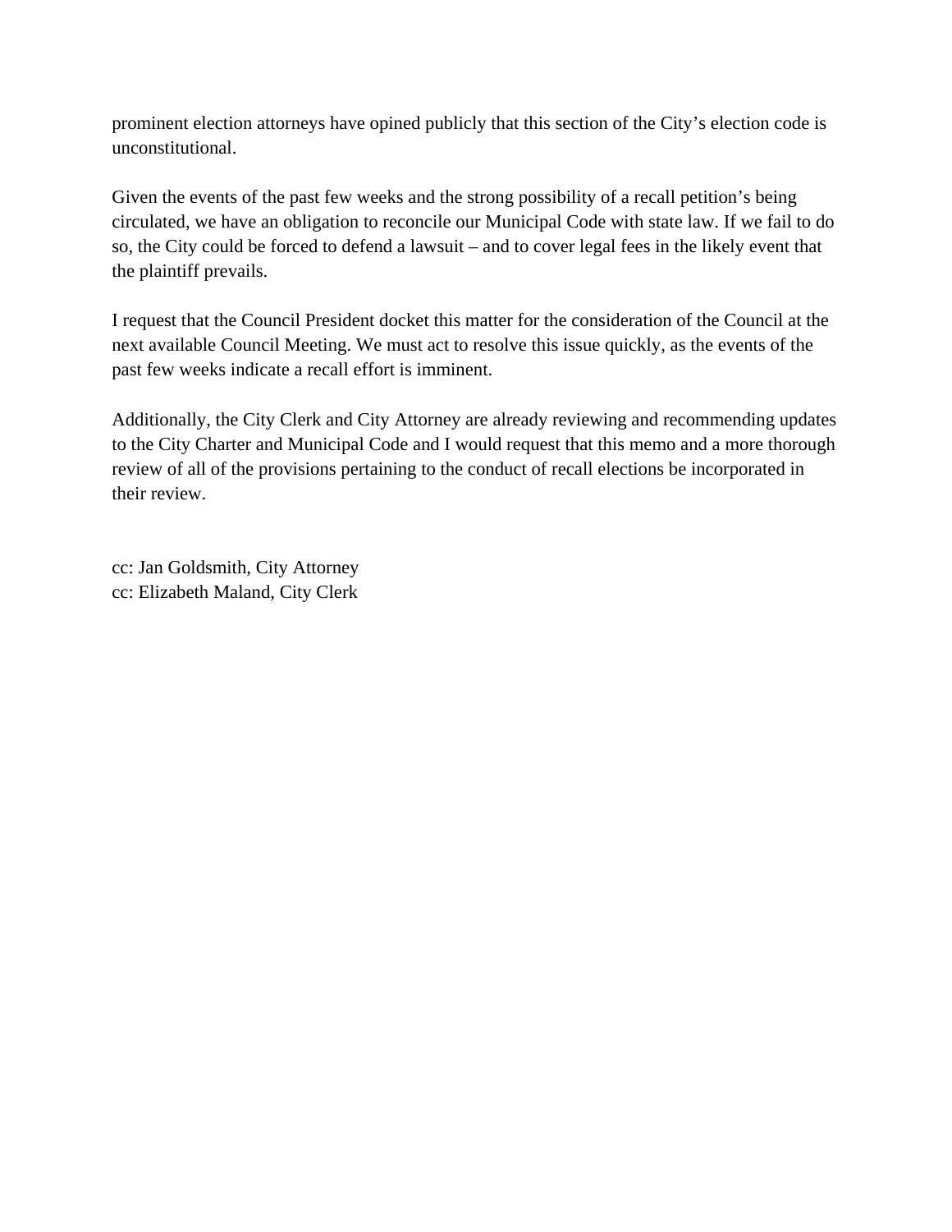prominent election attorneys have opined publicly that this section of the City's election code is unconstitutional.

Given the events of the past few weeks and the strong possibility of a recall petition's being circulated, we have an obligation to reconcile our Municipal Code with state law. If we fail to do so, the City could be forced to defend a lawsuit – and to cover legal fees in the likely event that the plaintiff prevails.

I request that the Council President docket this matter for the consideration of the Council at the next available Council Meeting. We must act to resolve this issue quickly, as the events of the past few weeks indicate a recall effort is imminent.

Additionally, the City Clerk and City Attorney are already reviewing and recommending updates to the City Charter and Municipal Code and I would request that this memo and a more thorough review of all of the provisions pertaining to the conduct of recall elections be incorporated in their review.

cc: Jan Goldsmith, City Attorney
cc: Elizabeth Maland, City Clerk